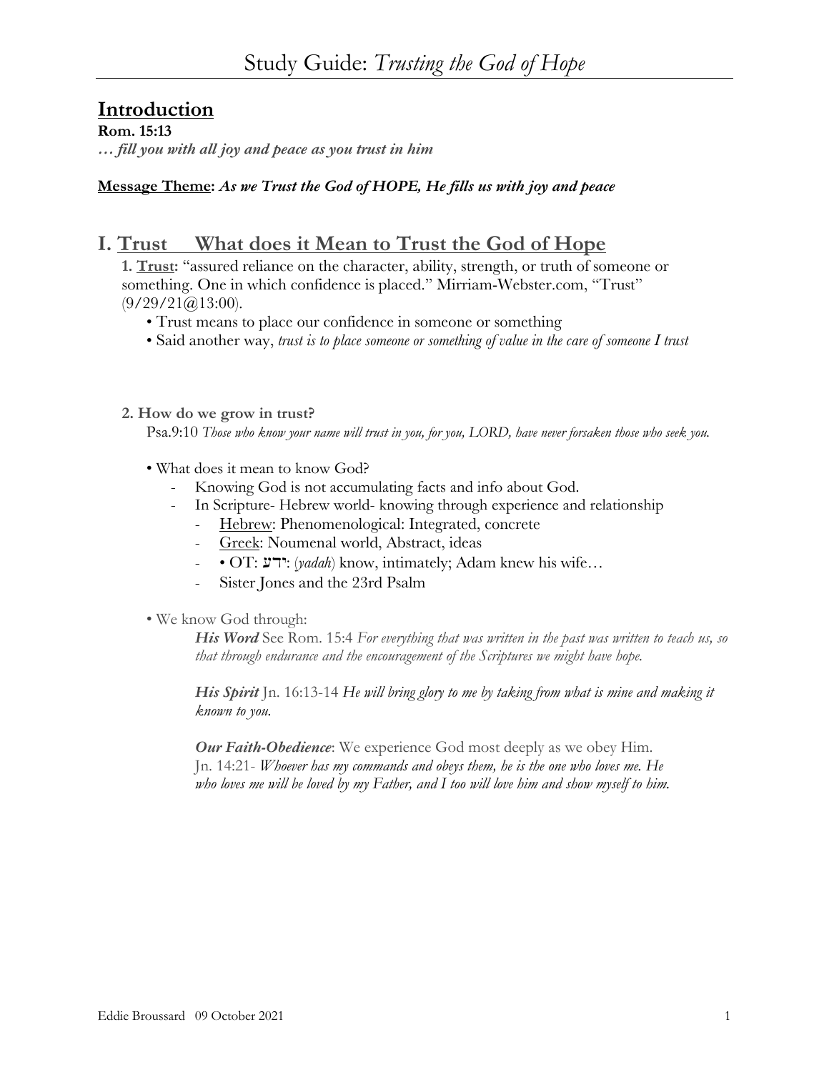# Study Guide: *Trusting the God of Hope*

## Introduction

**Rom. 15:13**

***… fill you with all joy and peace as you trust in him***

**Message Theme:** ***As we Trust the God of HOPE, He fills us with joy and peace***

## I. Trust What does it Mean to Trust the God of Hope

**1. Trust:** "assured reliance on the character, ability, strength, or truth of someone or something. One in which confidence is placed." Mirriam-Webster.com, "Trust" (9/29/21@13:00).

- Trust means to place our confidence in someone or something
- Said another way, *trust is to place someone or something of value in the care of someone **I** trust*

**2. How do we grow in trust?**

Psa.9:10 *Those who know your name will trust in you, for you, LORD, have never forsaken those who seek you.*

- What does it mean to know God?
  - Knowing God is not accumulating facts and info about God.
  - In Scripture- Hebrew world- knowing through experience and relationship
    - Hebrew: Phenomenological: Integrated, concrete
    - Greek: Noumenal world, Abstract, ideas
    - • OT: ידע: (*yadah*) know, intimately; Adam knew his wife…
    - Sister Jones and the 23rd Psalm

- We know God through:

  ***His Word*** See Rom. 15:4 *For everything that was written in the past was written to teach us, so that through endurance and the encouragement of the Scriptures we might have hope.*

  ***His Spirit*** Jn. 16:13-14 *He will bring glory to me by taking from what is mine and making it known to you.*

  ***Our Faith-Obedience***: We experience God most deeply as we obey Him. Jn. 14:21- *Whoever has my commands and obeys them, he is the one who loves me. He who loves me will be loved by my Father, and I too will love him and show myself to him.*

Eddie Broussard 09 October 2021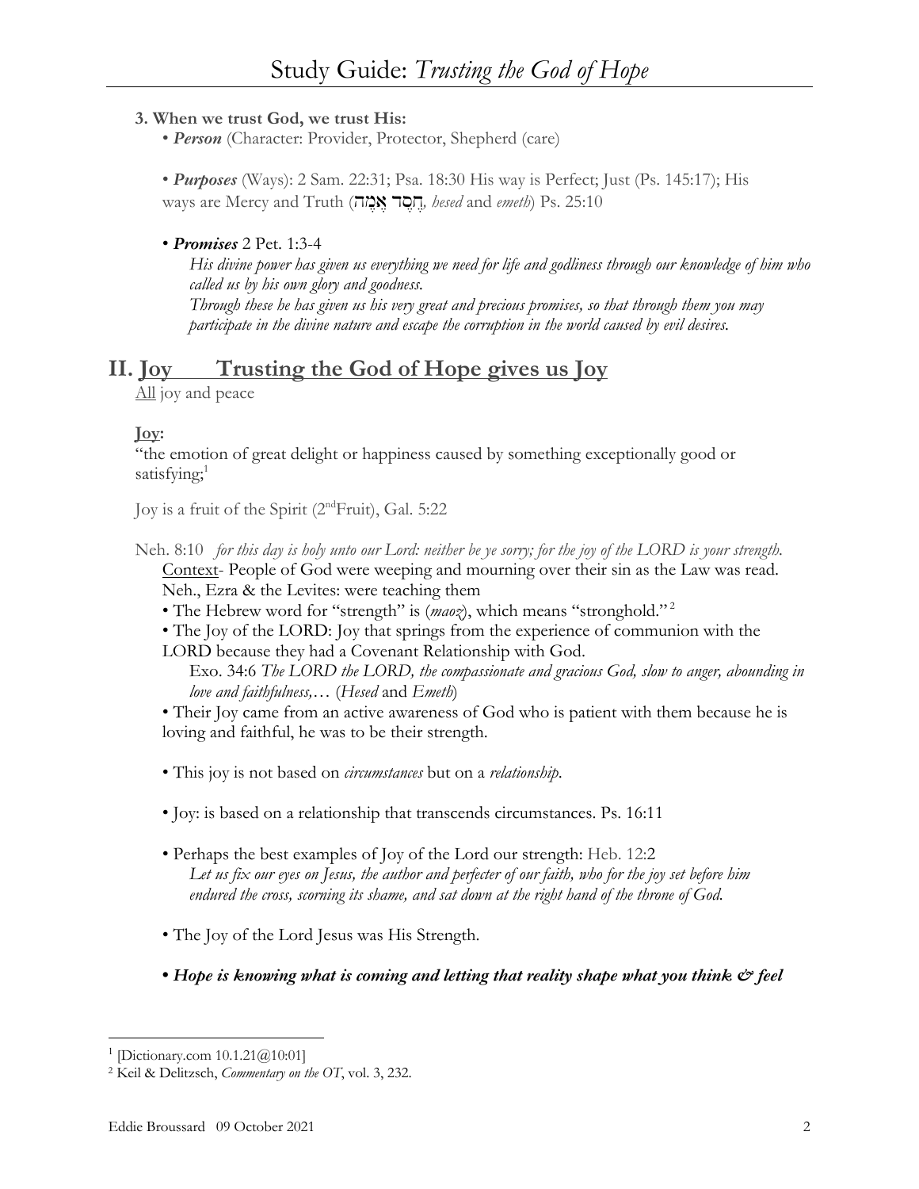**3. When we trust God, we trust His:**

- ***Person*** (Character: Provider, Protector, Shepherd (care)

- ***Purposes*** (Ways): 2 Sam. 22:31; Psa. 18:30 His way is Perfect; Just (Ps. 145:17); His ways are Mercy and Truth (חֶסֶד אֱמֶת, *hesed* and *emeth*) Ps. 25:10

- ***Promises*** 2 Pet. 1:3-4

  *His divine power has given us everything we need for life and godliness through our knowledge of him who called us by his own glory and goodness.*

  *Through these he has given us his very great and precious promises, so that through them you may participate in the divine nature and escape the corruption in the world caused by evil desires.*

## II. <u>Joy Trusting the God of Hope gives us Joy</u>

<u>All</u> joy and peace

**<u>Joy</u>:**

"the emotion of great delight or happiness caused by something exceptionally good or satisfying;[1]

Joy is a fruit of the Spirit (2nd Fruit), Gal. 5:22

Neh. 8:10 *for this day is holy unto our Lord: neither be ye sorry; for the joy of the LORD is your strength.*

<u>Context</u>- People of God were weeping and mourning over their sin as the Law was read. Neh., Ezra & the Levites: were teaching them

- The Hebrew word for "strength" is (*maoz*), which means "stronghold."[2]
- The Joy of the LORD: Joy that springs from the experience of communion with the LORD because they had a Covenant Relationship with God.

  Exo. 34:6 *The LORD the LORD, the compassionate and gracious God, slow to anger, abounding in love and faithfulness,…* (*Hesed* and *Emeth*)

- Their Joy came from an active awareness of God who is patient with them because he is loving and faithful, he was to be their strength.

- This joy is not based on *circumstances* but on a *relationship*.

- Joy: is based on a relationship that transcends circumstances. Ps. 16:11

- Perhaps the best examples of Joy of the Lord our strength: Heb. 12:2

  *Let us fix our eyes on Jesus, the author and perfecter of our faith, who for the joy set before him endured the cross, scorning its shame, and sat down at the right hand of the throne of God.*

- The Joy of the Lord Jesus was His Strength.

- ***Hope is knowing what is coming and letting that reality shape what you think & feel***

---

[1] [Dictionary.com 10.1.21@10:01]

[2] Keil & Delitzsch, *Commentary on the OT*, vol. 3, 232.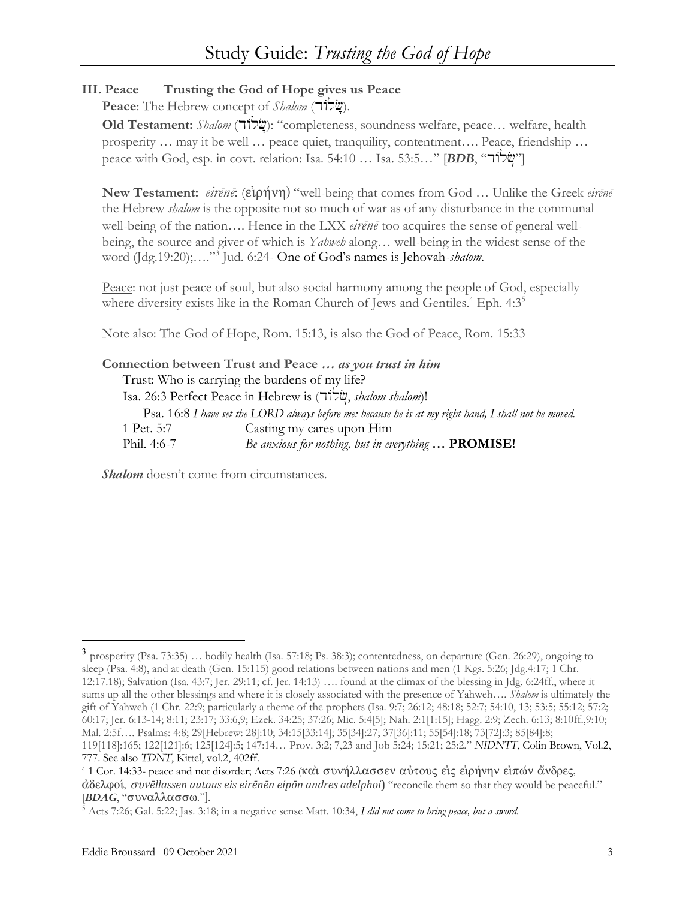# Study Guide: *Trusting the God of Hope*

**III. <u>Peace</u> <u>Trusting the God of Hope gives us Peace</u>**

**Peace**: The Hebrew concept of *Shalom* (שָׁלוֹם).

**Old Testament:** *Shalom* (שָׁלוֹם): "completeness, soundness welfare, peace… welfare, health prosperity … may it be well … peace quiet, tranquility, contentment…. Peace, friendship … peace with God, esp. in covt. relation: Isa. 54:10 … Isa. 53:5…" [***BDB***, "שָׁלוֹם"]

**New Testament:** *eirēnē*: (εἰρήνη) "well-being that comes from God … Unlike the Greek *eirēnē* the Hebrew *shalom* is the opposite not so much of war as of any disturbance in the communal well-being of the nation…. Hence in the LXX *eirēnē* too acquires the sense of general well-being, the source and giver of which is *Yahweh* along… well-being in the widest sense of the word (Jdg.19:20);…."[3] Jud. 6:24- One of God's names is Jehovah-*shalom.*

<u>Peace</u>: not just peace of soul, but also social harmony among the people of God, especially where diversity exists like in the Roman Church of Jews and Gentiles.[4] Eph. 4:3[5]

Note also: The God of Hope, Rom. 15:13, is also the God of Peace, Rom. 15:33

**Connection between Trust and Peace** ***… as you trust in him***

Trust: Who is carrying the burdens of my life?

Isa. 26:3 Perfect Peace in Hebrew is (שָׁלוֹם, *shalom shalom*)!

Psa. 16:8 *I have set the LORD always before me: because he is at my right hand, I shall not be moved.*

1 Pet. 5:7 Casting my cares upon Him

Phil. 4:6-7 *Be anxious for nothing, but in everything* **… PROMISE!**

***Shalom*** doesn't come from circumstances.

---

[3] prosperity (Psa. 73:35) … bodily health (Isa. 57:18; Ps. 38:3); contentedness, on departure (Gen. 26:29), ongoing to sleep (Psa. 4:8), and at death (Gen. 15:115) good relations between nations and men (1 Kgs. 5:26; Jdg.4:17; 1 Chr. 12:17.18); Salvation (Isa. 43:7; Jer. 29:11; cf. Jer. 14:13) …. found at the climax of the blessing in Jdg. 6:24ff., where it sums up all the other blessings and where it is closely associated with the presence of Yahweh…. *Shalom* is ultimately the gift of Yahweh (1 Chr. 22:9; particularly a theme of the prophets (Isa. 9:7; 26:12; 48:18; 52:7; 54:10, 13; 53:5; 55:12; 57:2; 60:17; Jer. 6:13-14; 8:11; 23:17; 33:6,9; Ezek. 34:25; 37:26; Mic. 5:4[5]; Nah. 2:1[1:15]; Hagg. 2:9; Zech. 6:13; 8:10ff.,9:10; Mal. 2:5f…. Psalms: 4:8; 29[Hebrew: 28]:10; 34:15[33:14]; 35[34]:27; 37[36]:11; 55[54]:18; 73[72]:3; 85[84]:8; 119[118]:165; 122[121]:6; 125[124]:5; 147:14… Prov. 3:2; 7,23 and Job 5:24; 15:21; 25:2." *NIDNTT*, Colin Brown, Vol.2, 777. See also *TDNT*, Kittel, vol.2, 402ff.

[4] 1 Cor. 14:33- peace and not disorder; Acts 7:26 (καὶ συνήλλασσεν αὐτους εἰς εἰρήνην εἰπών ἄνδρες, ἀδελφοί, *synēllassen autous eis eirēnēn eipōn andres adelphoi*) "reconcile them so that they would be peaceful." [***BDAG***, "συναλλασσω."].

[5] Acts 7:26; Gal. 5:22; Jas. 3:18; in a negative sense Matt. 10:34, *I did not come to bring peace, but a sword.*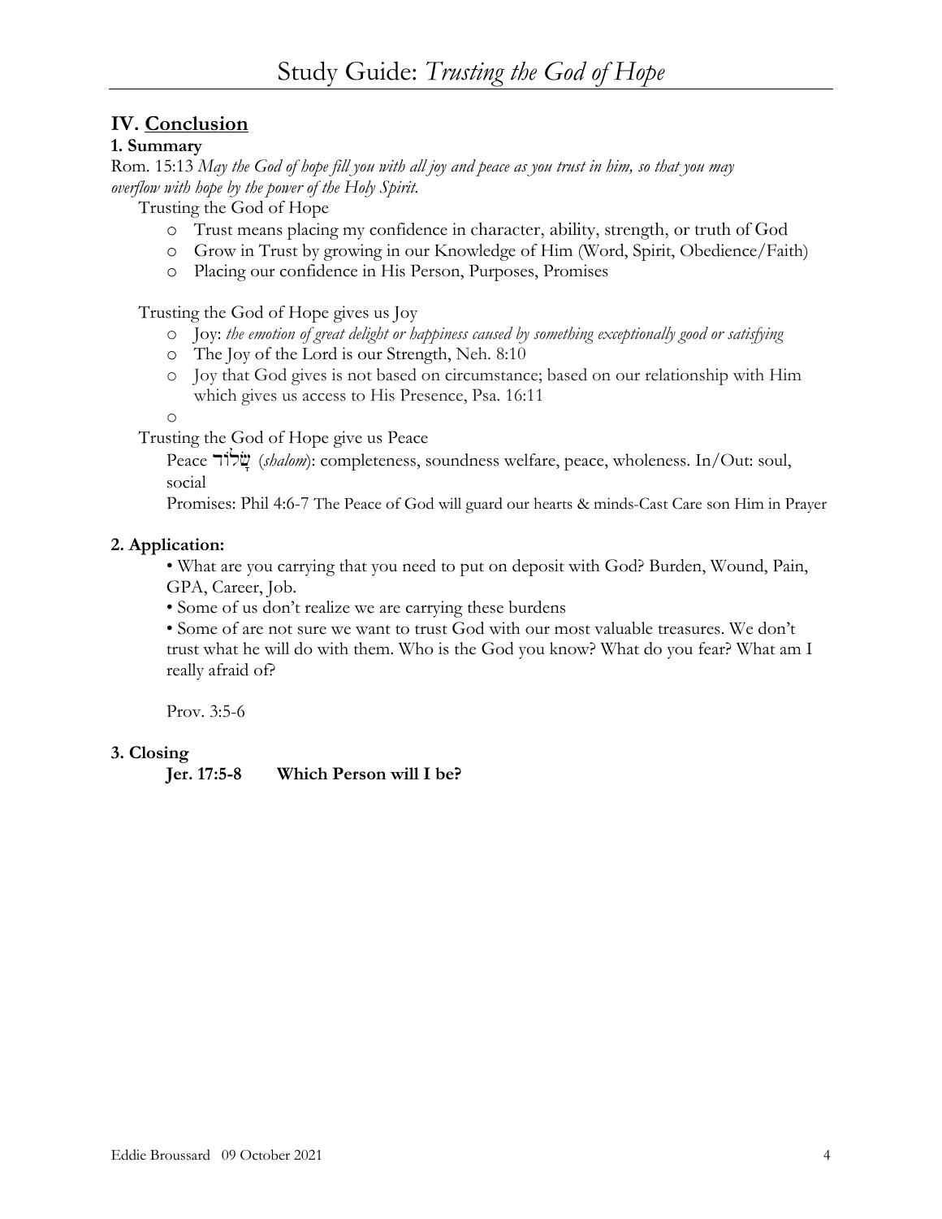## IV. Conclusion

### 1. Summary

Rom. 15:13 *May the God of hope fill you with all joy and peace as you trust in him, so that you may overflow with hope by the power of the Holy Spirit.*

Trusting the God of Hope

- Trust means placing my confidence in character, ability, strength, or truth of God
- Grow in Trust by growing in our Knowledge of Him (Word, Spirit, Obedience/Faith)
- Placing our confidence in His Person, Purposes, Promises

Trusting the God of Hope gives us Joy

- Joy: *the emotion of great delight or happiness caused by something exceptionally good or satisfying*
- The Joy of the Lord is our Strength, Neh. 8:10
- Joy that God gives is not based on circumstance; based on our relationship with Him which gives us access to His Presence, Psa. 16:11
- 

Trusting the God of Hope give us Peace

Peace שָׁלוֹם (*shalom*): completeness, soundness welfare, peace, wholeness. In/Out: soul, social

Promises: Phil 4:6-7 The Peace of God will guard our hearts & minds-Cast Care son Him in Prayer

### 2. Application:

• What are you carrying that you need to put on deposit with God? Burden, Wound, Pain, GPA, Career, Job.

• Some of us don't realize we are carrying these burdens

• Some of are not sure we want to trust God with our most valuable treasures. We don't trust what he will do with them. Who is the God you know? What do you fear? What am I really afraid of?

Prov. 3:5-6

### 3. Closing

**Jer. 17:5-8 Which Person will I be?**